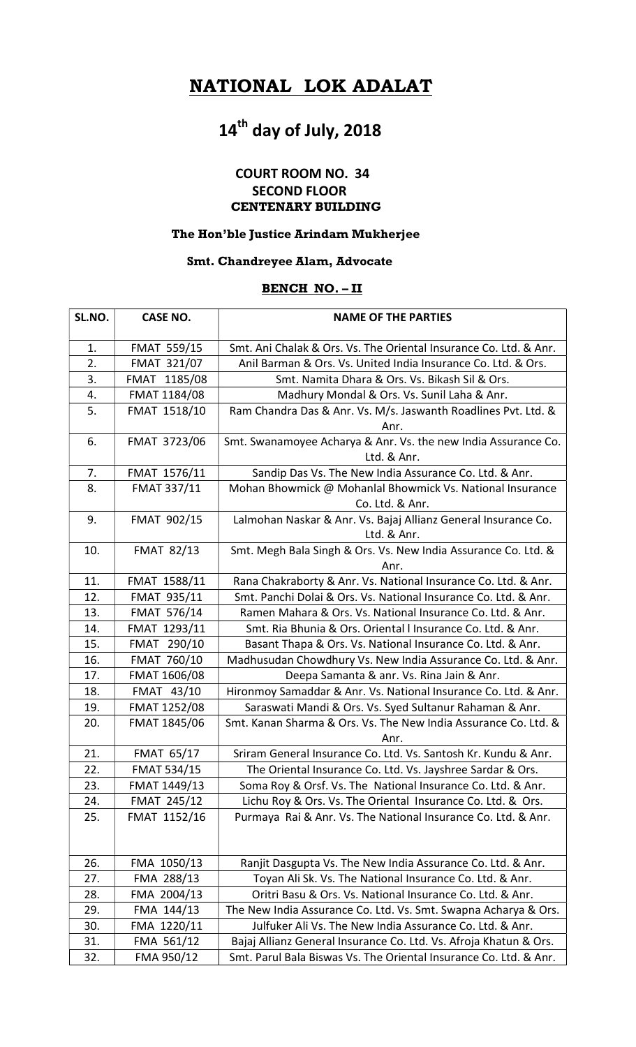# NATIONAL LOK ADALAT

## 14th day of July, 2018

### COURT ROOM NO. 34
### SECOND FLOOR
### CENTENARY BUILDING

**The Hon'ble Justice Arindam Mukherjee**

**Smt. Chandreyee Alam, Advocate**

**BENCH NO. – II**

| SL.NO. | CASE NO. | NAME OF THE PARTIES |
|---|---|---|
| 1. | FMAT 559/15 | Smt. Ani Chalak & Ors. Vs. The Oriental Insurance Co. Ltd. & Anr. |
| 2. | FMAT 321/07 | Anil Barman & Ors. Vs. United India Insurance Co. Ltd. & Ors. |
| 3. | FMAT 1185/08 | Smt. Namita Dhara & Ors. Vs. Bikash Sil & Ors. |
| 4. | FMAT 1184/08 | Madhury Mondal & Ors. Vs. Sunil Laha & Anr. |
| 5. | FMAT 1518/10 | Ram Chandra Das & Anr. Vs. M/s. Jaswanth Roadlines Pvt. Ltd. & Anr. |
| 6. | FMAT 3723/06 | Smt. Swanamoyee Acharya & Anr. Vs. the new India Assurance Co. Ltd. & Anr. |
| 7. | FMAT 1576/11 | Sandip Das Vs. The New India Assurance Co. Ltd. & Anr. |
| 8. | FMAT 337/11 | Mohan Bhowmick @ Mohanlal Bhowmick Vs. National Insurance Co. Ltd. & Anr. |
| 9. | FMAT 902/15 | Lalmohan Naskar & Anr. Vs. Bajaj Allianz General Insurance Co. Ltd. & Anr. |
| 10. | FMAT 82/13 | Smt. Megh Bala Singh & Ors. Vs. New India Assurance Co. Ltd. & Anr. |
| 11. | FMAT 1588/11 | Rana Chakraborty & Anr. Vs. National Insurance Co. Ltd. & Anr. |
| 12. | FMAT 935/11 | Smt. Panchi Dolai & Ors. Vs. National Insurance Co. Ltd. & Anr. |
| 13. | FMAT 576/14 | Ramen Mahara & Ors. Vs. National Insurance Co. Ltd. & Anr. |
| 14. | FMAT 1293/11 | Smt. Ria Bhunia & Ors. Oriental l Insurance Co. Ltd. & Anr. |
| 15. | FMAT 290/10 | Basant Thapa & Ors. Vs. National Insurance Co. Ltd. & Anr. |
| 16. | FMAT 760/10 | Madhusudan Chowdhury Vs. New India Assurance Co. Ltd. & Anr. |
| 17. | FMAT 1606/08 | Deepa Samanta & anr. Vs. Rina Jain & Anr. |
| 18. | FMAT 43/10 | Hironmoy Samaddar & Anr. Vs. National Insurance Co. Ltd. & Anr. |
| 19. | FMAT 1252/08 | Saraswati Mandi & Ors. Vs. Syed Sultanur Rahaman & Anr. |
| 20. | FMAT 1845/06 | Smt. Kanan Sharma & Ors. Vs. The New India Assurance Co. Ltd. & Anr. |
| 21. | FMAT 65/17 | Sriram General Insurance Co. Ltd. Vs. Santosh Kr. Kundu & Anr. |
| 22. | FMAT 534/15 | The Oriental Insurance Co. Ltd. Vs. Jayshree Sardar & Ors. |
| 23. | FMAT 1449/13 | Soma Roy & Orsf. Vs. The National Insurance Co. Ltd. & Anr. |
| 24. | FMAT 245/12 | Lichu Roy & Ors. Vs. The Oriental Insurance Co. Ltd. & Ors. |
| 25. | FMAT 1152/16 | Purmaya Rai & Anr. Vs. The National Insurance Co. Ltd. & Anr. |
| 26. | FMA 1050/13 | Ranjit Dasgupta Vs. The New India Assurance Co. Ltd. & Anr. |
| 27. | FMA 288/13 | Toyan Ali Sk. Vs. The National Insurance Co. Ltd. & Anr. |
| 28. | FMA 2004/13 | Oritri Basu & Ors. Vs. National Insurance Co. Ltd. & Anr. |
| 29. | FMA 144/13 | The New India Assurance Co. Ltd. Vs. Smt. Swapna Acharya & Ors. |
| 30. | FMA 1220/11 | Julfuker Ali Vs. The New India Assurance Co. Ltd. & Anr. |
| 31. | FMA 561/12 | Bajaj Allianz General Insurance Co. Ltd. Vs. Afroja Khatun & Ors. |
| 32. | FMA 950/12 | Smt. Parul Bala Biswas Vs. The Oriental Insurance Co. Ltd. & Anr. |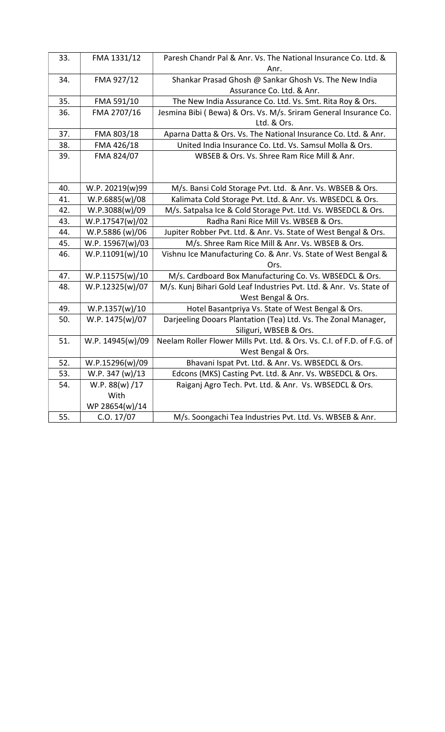| | | |
|---|---|---|
| 33. | FMA 1331/12 | Paresh Chandr Pal & Anr. Vs. The National Insurance Co. Ltd. & Anr. |
| 34. | FMA 927/12 | Shankar Prasad Ghosh @ Sankar Ghosh Vs. The New India Assurance Co. Ltd. & Anr. |
| 35. | FMA 591/10 | The New India Assurance Co. Ltd. Vs. Smt. Rita Roy & Ors. |
| 36. | FMA 2707/16 | Jesmina Bibi ( Bewa) & Ors. Vs. M/s. Sriram General Insurance Co. Ltd. & Ors. |
| 37. | FMA 803/18 | Aparna Datta & Ors. Vs. The National Insurance Co. Ltd. & Anr. |
| 38. | FMA 426/18 | United India Insurance Co. Ltd. Vs. Samsul Molla & Ors. |
| 39. | FMA 824/07 | WBSEB & Ors. Vs. Shree Ram Rice Mill & Anr. |
| 40. | W.P. 20219(w)99 | M/s. Bansi Cold Storage Pvt. Ltd. & Anr. Vs. WBSEB & Ors. |
| 41. | W.P.6885(w)/08 | Kalimata Cold Storage Pvt. Ltd. & Anr. Vs. WBSEDCL & Ors. |
| 42. | W.P.3088(w)/09 | M/s. Satpalsa Ice & Cold Storage Pvt. Ltd. Vs. WBSEDCL & Ors. |
| 43. | W.P.17547(w)/02 | Radha Rani Rice Mill Vs. WBSEB & Ors. |
| 44. | W.P.5886 (w)/06 | Jupiter Robber Pvt. Ltd. & Anr. Vs. State of West Bengal & Ors. |
| 45. | W.P. 15967(w)/03 | M/s. Shree Ram Rice Mill & Anr. Vs. WBSEB & Ors. |
| 46. | W.P.11091(w)/10 | Vishnu Ice Manufacturing Co. & Anr. Vs. State of West Bengal & Ors. |
| 47. | W.P.11575(w)/10 | M/s. Cardboard Box Manufacturing Co. Vs. WBSEDCL & Ors. |
| 48. | W.P.12325(w)/07 | M/s. Kunj Bihari Gold Leaf Industries Pvt. Ltd. & Anr. Vs. State of West Bengal & Ors. |
| 49. | W.P.1357(w)/10 | Hotel Basantpriya Vs. State of West Bengal & Ors. |
| 50. | W.P. 1475(w)/07 | Darjeeling Dooars Plantation (Tea) Ltd. Vs. The Zonal Manager, Siliguri, WBSEB & Ors. |
| 51. | W.P. 14945(w)/09 | Neelam Roller Flower Mills Pvt. Ltd. & Ors. Vs. C.I. of F.D. of F.G. of West Bengal & Ors. |
| 52. | W.P.15296(w)/09 | Bhavani Ispat Pvt. Ltd. & Anr. Vs. WBSEDCL & Ors. |
| 53. | W.P. 347 (w)/13 | Edcons (MKS) Casting Pvt. Ltd. & Anr. Vs. WBSEDCL & Ors. |
| 54. | W.P. 88(w) /17 With WP 28654(w)/14 | Raiganj Agro Tech. Pvt. Ltd. & Anr. Vs. WBSEDCL & Ors. |
| 55. | C.O. 17/07 | M/s. Soongachi Tea Industries Pvt. Ltd. Vs. WBSEB & Anr. |